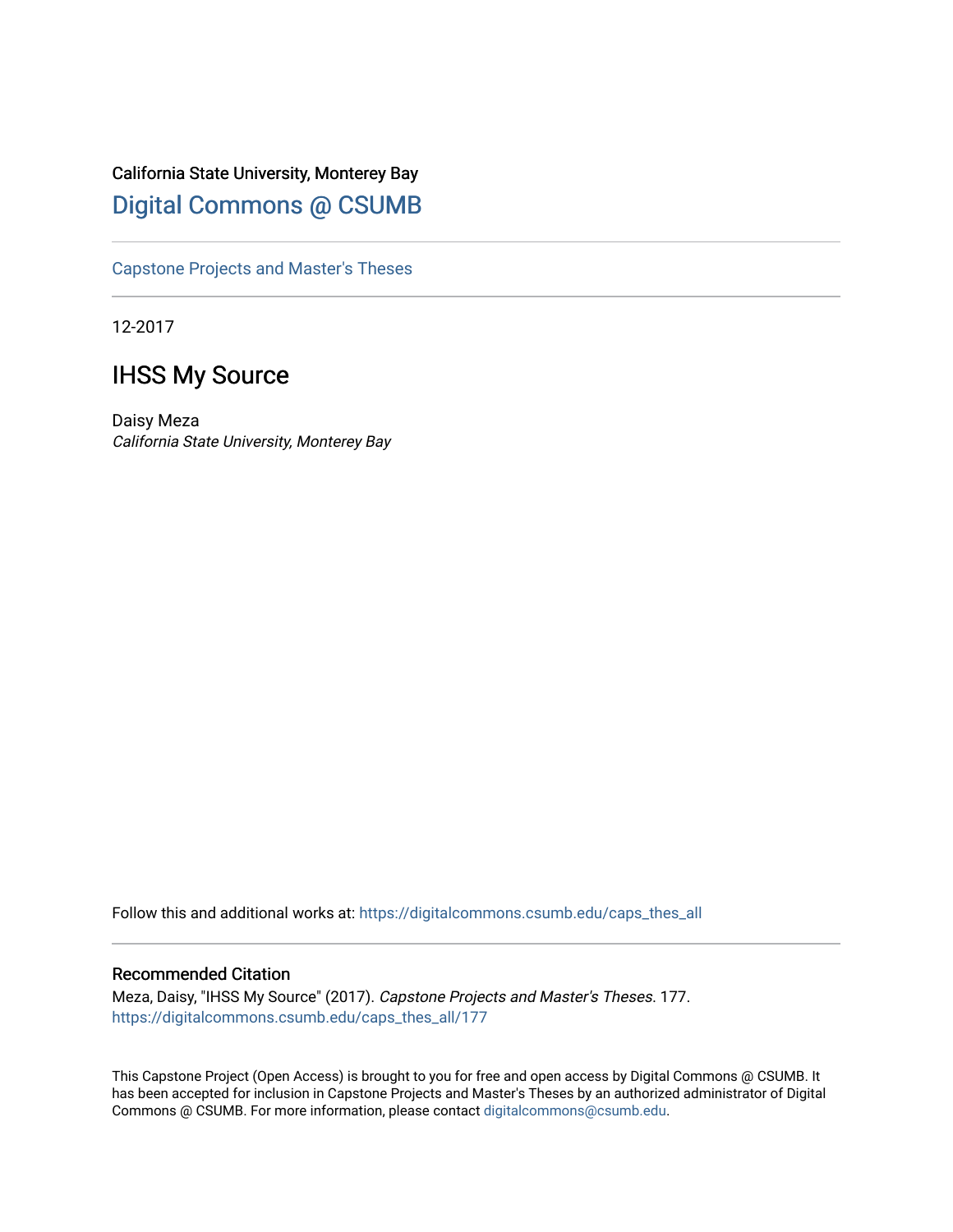California State University, Monterey Bay

# Digital Commons @ CSUMB

Capstone Projects and Master's Theses

12-2017

## IHSS My Source

Daisy Meza

*California State University, Monterey Bay*

Follow this and additional works at: https://digitalcommons.csumb.edu/caps_thes_all

### Recommended Citation

Meza, Daisy, "IHSS My Source" (2017). *Capstone Projects and Master's Theses*. 177.
https://digitalcommons.csumb.edu/caps_thes_all/177

This Capstone Project (Open Access) is brought to you for free and open access by Digital Commons @ CSUMB. It has been accepted for inclusion in Capstone Projects and Master's Theses by an authorized administrator of Digital Commons @ CSUMB. For more information, please contact digitalcommons@csumb.edu.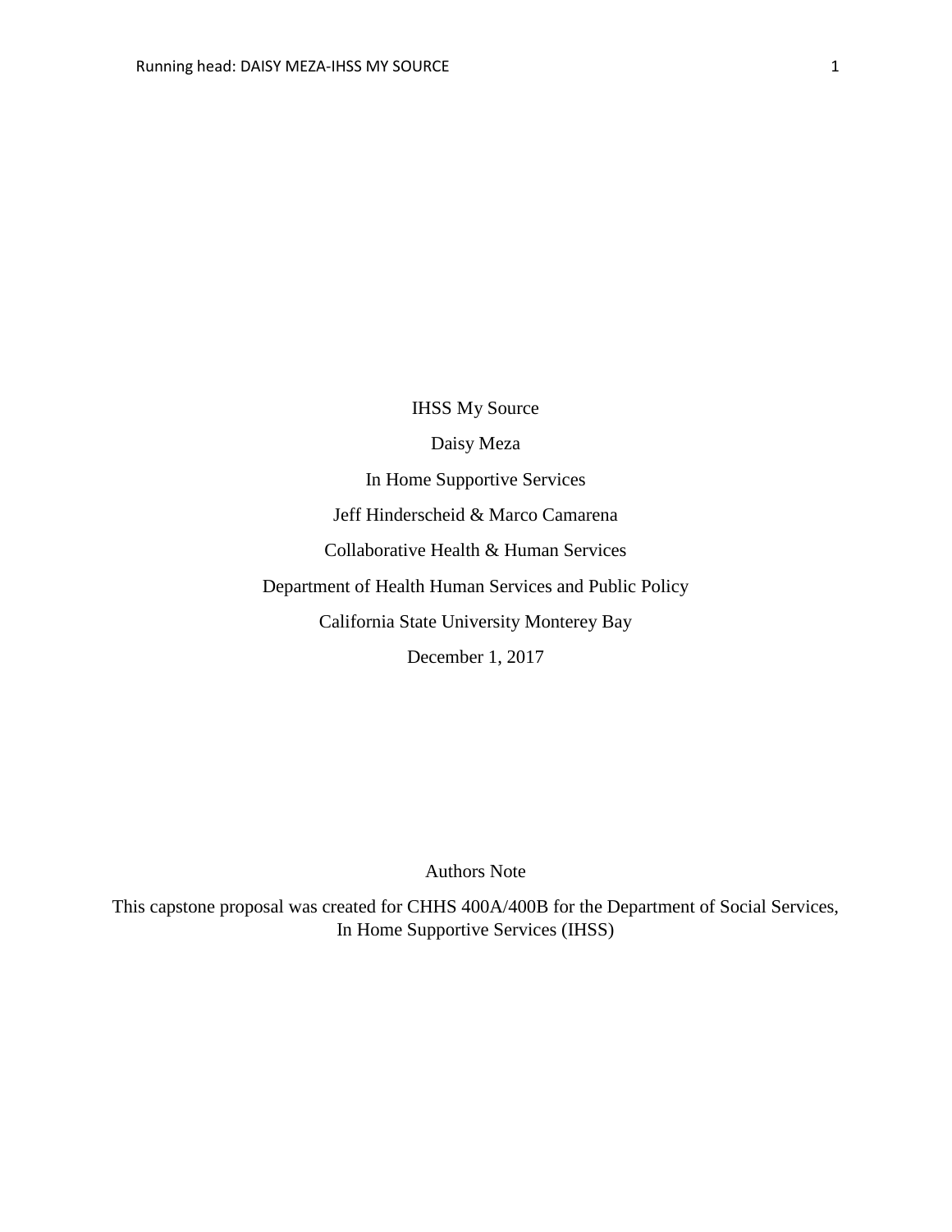IHSS My Source

Daisy Meza

In Home Supportive Services

Jeff Hinderscheid & Marco Camarena

Collaborative Health & Human Services

Department of Health Human Services and Public Policy

California State University Monterey Bay

December 1, 2017

Authors Note

This capstone proposal was created for CHHS 400A/400B for the Department of Social Services, In Home Supportive Services (IHSS)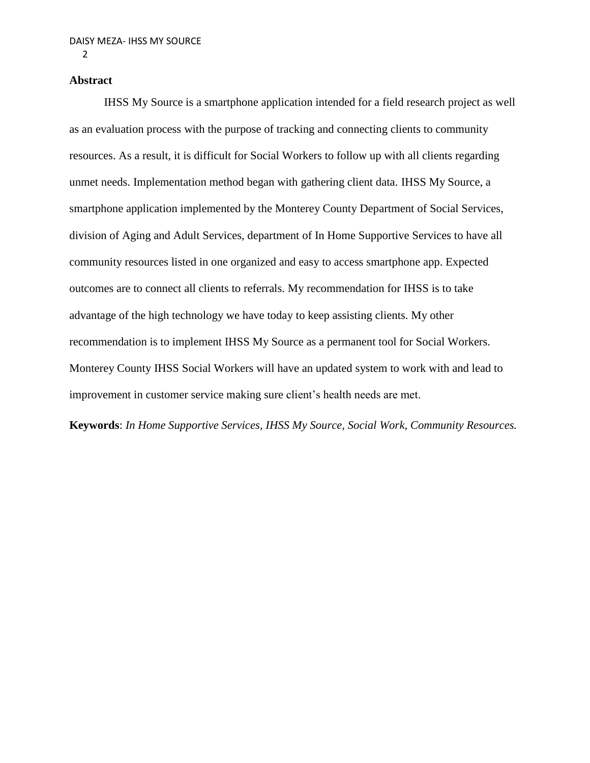## Abstract

IHSS My Source is a smartphone application intended for a field research project as well as an evaluation process with the purpose of tracking and connecting clients to community resources. As a result, it is difficult for Social Workers to follow up with all clients regarding unmet needs. Implementation method began with gathering client data. IHSS My Source, a smartphone application implemented by the Monterey County Department of Social Services, division of Aging and Adult Services, department of In Home Supportive Services to have all community resources listed in one organized and easy to access smartphone app. Expected outcomes are to connect all clients to referrals. My recommendation for IHSS is to take advantage of the high technology we have today to keep assisting clients. My other recommendation is to implement IHSS My Source as a permanent tool for Social Workers. Monterey County IHSS Social Workers will have an updated system to work with and lead to improvement in customer service making sure client's health needs are met.

**Keywords**: *In Home Supportive Services, IHSS My Source, Social Work, Community Resources.*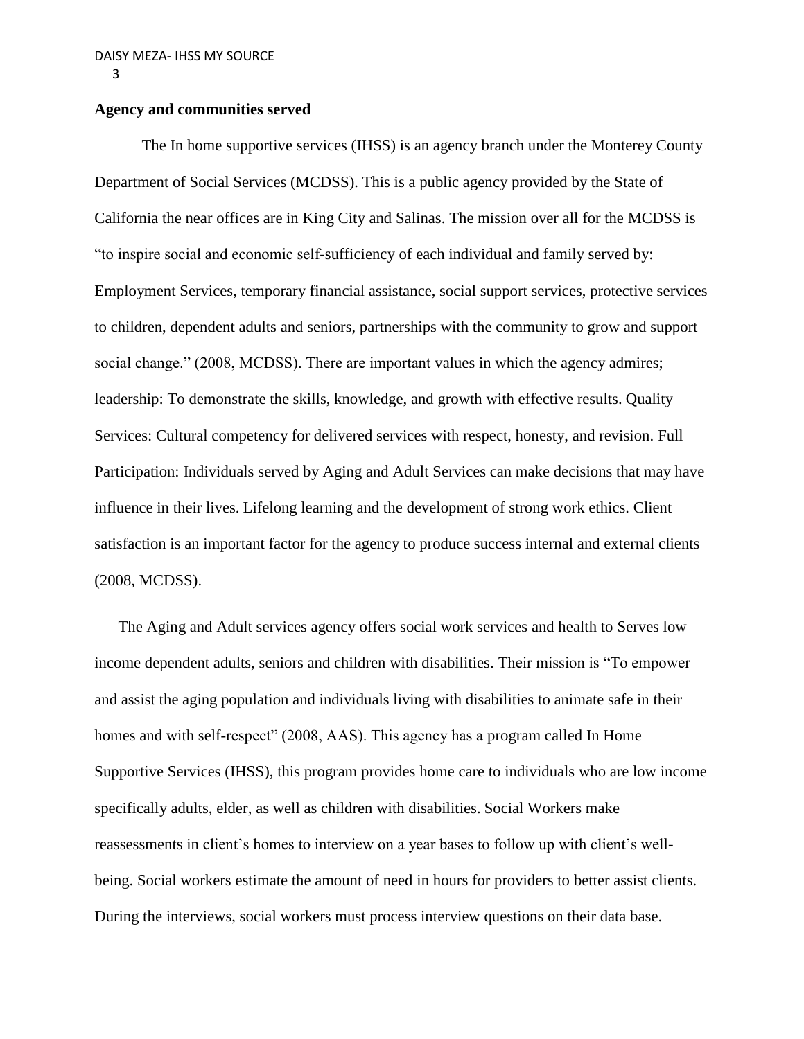**Agency and communities served**

The In home supportive services (IHSS) is an agency branch under the Monterey County Department of Social Services (MCDSS). This is a public agency provided by the State of California the near offices are in King City and Salinas. The mission over all for the MCDSS is "to inspire social and economic self-sufficiency of each individual and family served by: Employment Services, temporary financial assistance, social support services, protective services to children, dependent adults and seniors, partnerships with the community to grow and support social change." (2008, MCDSS). There are important values in which the agency admires; leadership: To demonstrate the skills, knowledge, and growth with effective results. Quality Services: Cultural competency for delivered services with respect, honesty, and revision. Full Participation: Individuals served by Aging and Adult Services can make decisions that may have influence in their lives. Lifelong learning and the development of strong work ethics. Client satisfaction is an important factor for the agency to produce success internal and external clients (2008, MCDSS).

The Aging and Adult services agency offers social work services and health to Serves low income dependent adults, seniors and children with disabilities. Their mission is "To empower and assist the aging population and individuals living with disabilities to animate safe in their homes and with self-respect" (2008, AAS). This agency has a program called In Home Supportive Services (IHSS), this program provides home care to individuals who are low income specifically adults, elder, as well as children with disabilities. Social Workers make reassessments in client's homes to interview on a year bases to follow up with client's well-being. Social workers estimate the amount of need in hours for providers to better assist clients. During the interviews, social workers must process interview questions on their data base.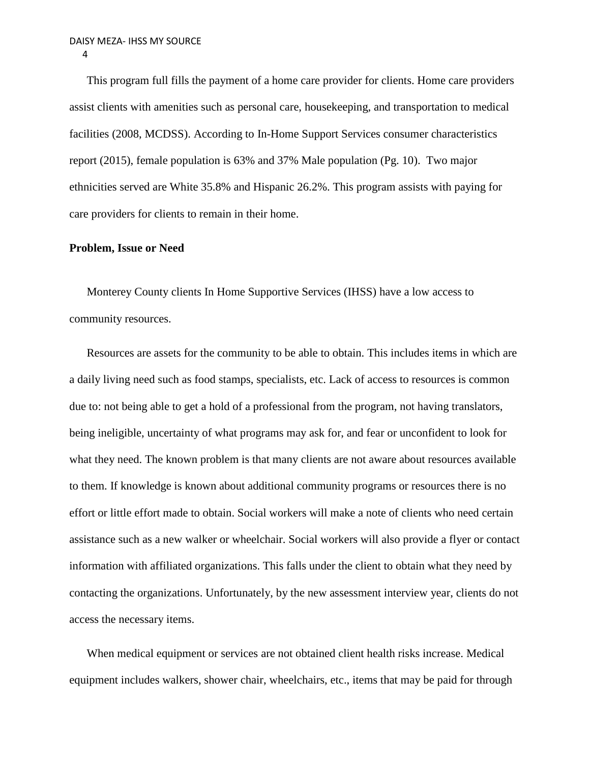This program full fills the payment of a home care provider for clients. Home care providers assist clients with amenities such as personal care, housekeeping, and transportation to medical facilities (2008, MCDSS). According to In-Home Support Services consumer characteristics report (2015), female population is 63% and 37% Male population (Pg. 10). Two major ethnicities served are White 35.8% and Hispanic 26.2%. This program assists with paying for care providers for clients to remain in their home.

**Problem, Issue or Need**

Monterey County clients In Home Supportive Services (IHSS) have a low access to community resources.

Resources are assets for the community to be able to obtain. This includes items in which are a daily living need such as food stamps, specialists, etc. Lack of access to resources is common due to: not being able to get a hold of a professional from the program, not having translators, being ineligible, uncertainty of what programs may ask for, and fear or unconfident to look for what they need. The known problem is that many clients are not aware about resources available to them. If knowledge is known about additional community programs or resources there is no effort or little effort made to obtain. Social workers will make a note of clients who need certain assistance such as a new walker or wheelchair. Social workers will also provide a flyer or contact information with affiliated organizations. This falls under the client to obtain what they need by contacting the organizations. Unfortunately, by the new assessment interview year, clients do not access the necessary items.

When medical equipment or services are not obtained client health risks increase. Medical equipment includes walkers, shower chair, wheelchairs, etc., items that may be paid for through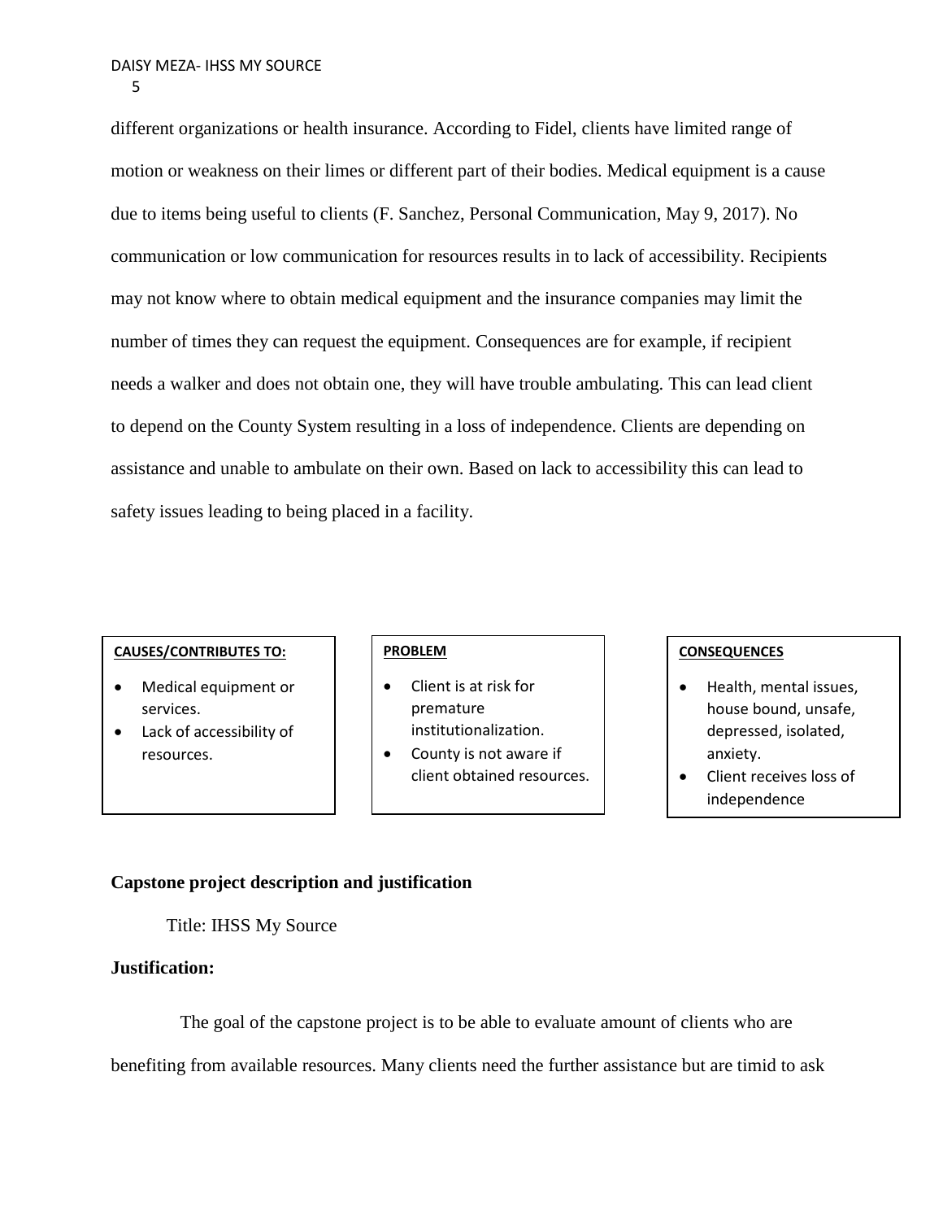different organizations or health insurance. According to Fidel, clients have limited range of motion or weakness on their limes or different part of their bodies. Medical equipment is a cause due to items being useful to clients (F. Sanchez, Personal Communication, May 9, 2017). No communication or low communication for resources results in to lack of accessibility. Recipients may not know where to obtain medical equipment and the insurance companies may limit the number of times they can request the equipment. Consequences are for example, if recipient needs a walker and does not obtain one, they will have trouble ambulating. This can lead client to depend on the County System resulting in a loss of independence. Clients are depending on assistance and unable to ambulate on their own. Based on lack to accessibility this can lead to safety issues leading to being placed in a facility.

| CAUSES/CONTRIBUTES TO: | PROBLEM | CONSEQUENCES |
|---|---|---|
| • Medical equipment or services.<br>• Lack of accessibility of resources. | • Client is at risk for premature institutionalization.<br>• County is not aware if client obtained resources. | • Health, mental issues, house bound, unsafe, depressed, isolated, anxiety.<br>• Client receives loss of independence |

**Capstone project description and justification**

Title: IHSS My Source

**Justification:**

The goal of the capstone project is to be able to evaluate amount of clients who are benefiting from available resources. Many clients need the further assistance but are timid to ask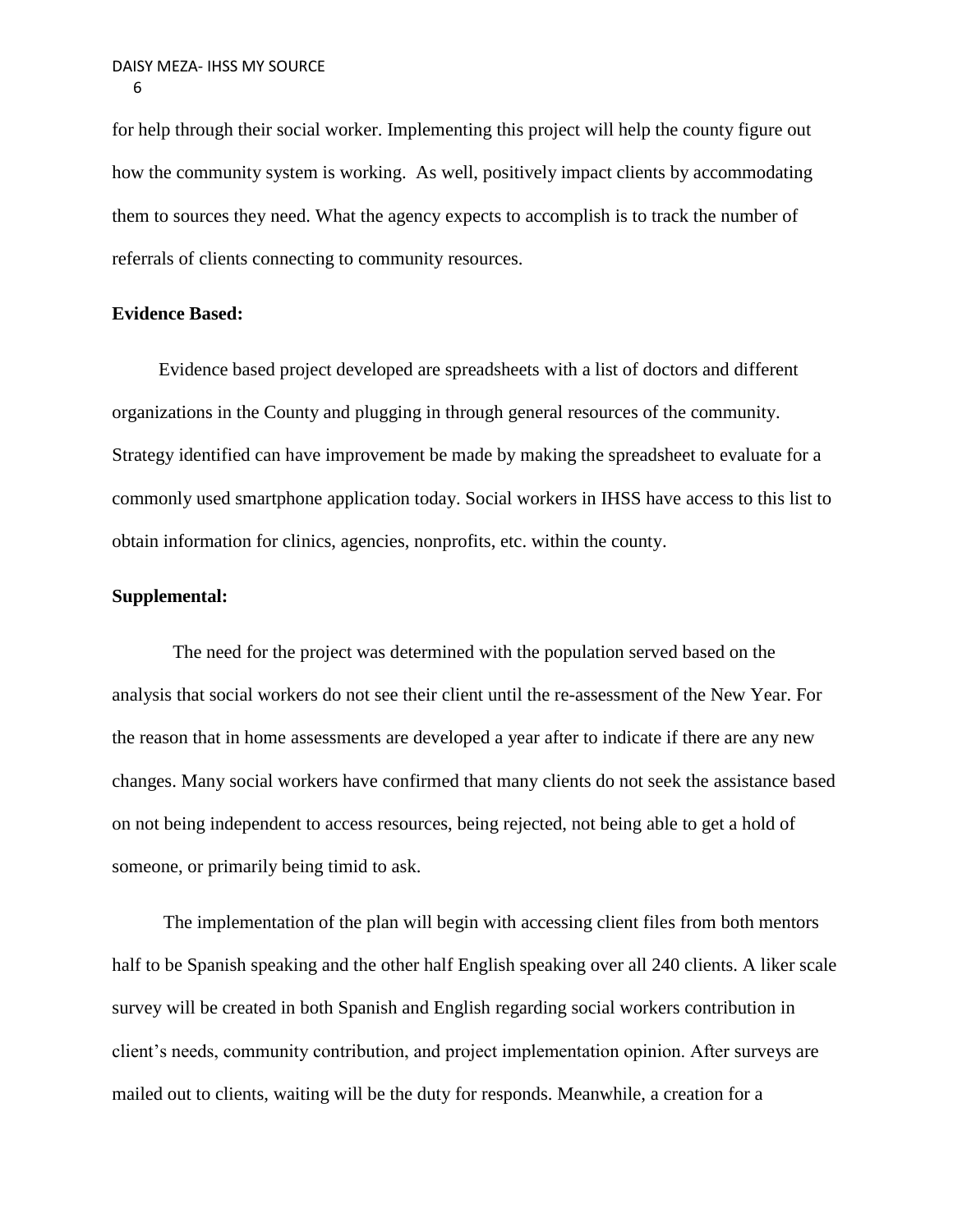for help through their social worker. Implementing this project will help the county figure out how the community system is working.  As well, positively impact clients by accommodating them to sources they need. What the agency expects to accomplish is to track the number of referrals of clients connecting to community resources.

**Evidence Based:**

Evidence based project developed are spreadsheets with a list of doctors and different organizations in the County and plugging in through general resources of the community. Strategy identified can have improvement be made by making the spreadsheet to evaluate for a commonly used smartphone application today. Social workers in IHSS have access to this list to obtain information for clinics, agencies, nonprofits, etc. within the county.

**Supplemental:**

The need for the project was determined with the population served based on the analysis that social workers do not see their client until the re-assessment of the New Year. For the reason that in home assessments are developed a year after to indicate if there are any new changes. Many social workers have confirmed that many clients do not seek the assistance based on not being independent to access resources, being rejected, not being able to get a hold of someone, or primarily being timid to ask.

The implementation of the plan will begin with accessing client files from both mentors half to be Spanish speaking and the other half English speaking over all 240 clients. A liker scale survey will be created in both Spanish and English regarding social workers contribution in client's needs, community contribution, and project implementation opinion. After surveys are mailed out to clients, waiting will be the duty for responds. Meanwhile, a creation for a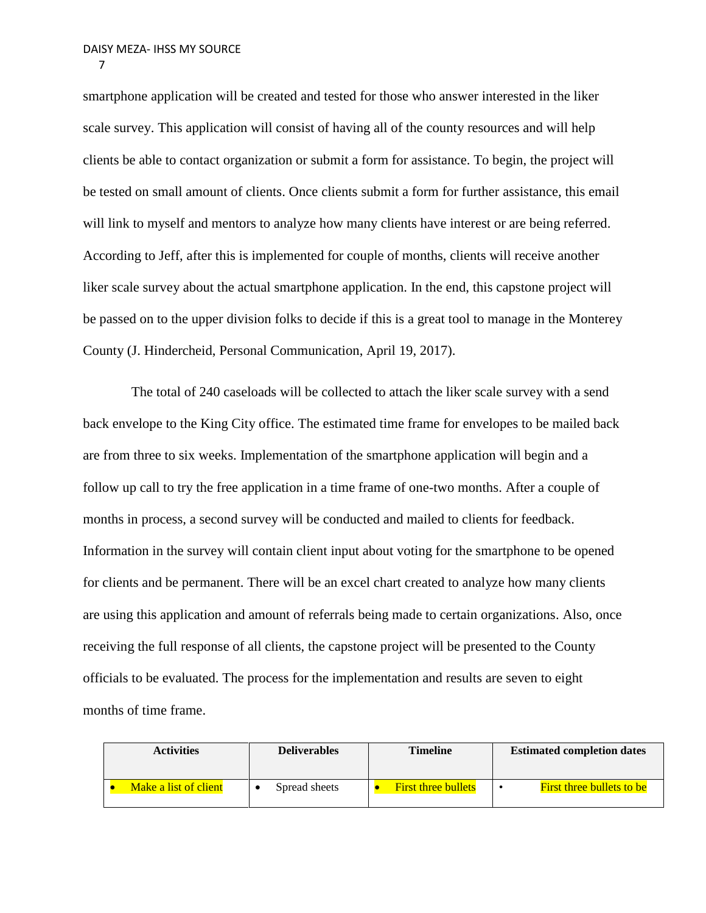smartphone application will be created and tested for those who answer interested in the liker scale survey. This application will consist of having all of the county resources and will help clients be able to contact organization or submit a form for assistance. To begin, the project will be tested on small amount of clients. Once clients submit a form for further assistance, this email will link to myself and mentors to analyze how many clients have interest or are being referred. According to Jeff, after this is implemented for couple of months, clients will receive another liker scale survey about the actual smartphone application. In the end, this capstone project will be passed on to the upper division folks to decide if this is a great tool to manage in the Monterey County (J. Hindercheid, Personal Communication, April 19, 2017).

The total of 240 caseloads will be collected to attach the liker scale survey with a send back envelope to the King City office. The estimated time frame for envelopes to be mailed back are from three to six weeks. Implementation of the smartphone application will begin and a follow up call to try the free application in a time frame of one-two months. After a couple of months in process, a second survey will be conducted and mailed to clients for feedback. Information in the survey will contain client input about voting for the smartphone to be opened for clients and be permanent. There will be an excel chart created to analyze how many clients are using this application and amount of referrals being made to certain organizations. Also, once receiving the full response of all clients, the capstone project will be presented to the County officials to be evaluated. The process for the implementation and results are seven to eight months of time frame.

| Activities | Deliverables | Timeline | Estimated completion dates |
|---|---|---|---|
| • Make a list of client | • Spread sheets | • First three bullets | • First three bullets to be |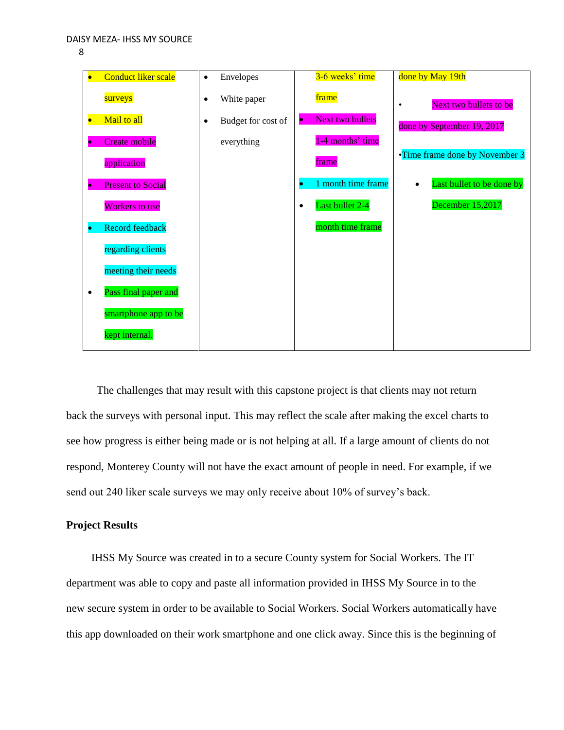| | | | |
|---|---|---|---|
| • Conduct liker scale surveys<br>• Mail to all<br>• Create mobile application<br>• Present to Social Workers to use<br>• Record feedback regarding clients meeting their needs<br>• Pass final paper and smartphone app to be kept internal. | • Envelopes<br>• White paper<br>• Budget for cost of everything | 3-6 weeks' time frame<br>• Next two bullets 1-4 months' time frame<br>• 1 month time frame<br>• Last bullet 2-4 month time frame | done by May 19th<br>• Next two bullets to be done by September 19, 2017<br>•Time frame done by November 3<br>• Last bullet to be done by December 15,2017 |

The challenges that may result with this capstone project is that clients may not return back the surveys with personal input. This may reflect the scale after making the excel charts to see how progress is either being made or is not helping at all. If a large amount of clients do not respond, Monterey County will not have the exact amount of people in need. For example, if we send out 240 liker scale surveys we may only receive about 10% of survey's back.

**Project Results**

IHSS My Source was created in to a secure County system for Social Workers. The IT department was able to copy and paste all information provided in IHSS My Source in to the new secure system in order to be available to Social Workers. Social Workers automatically have this app downloaded on their work smartphone and one click away. Since this is the beginning of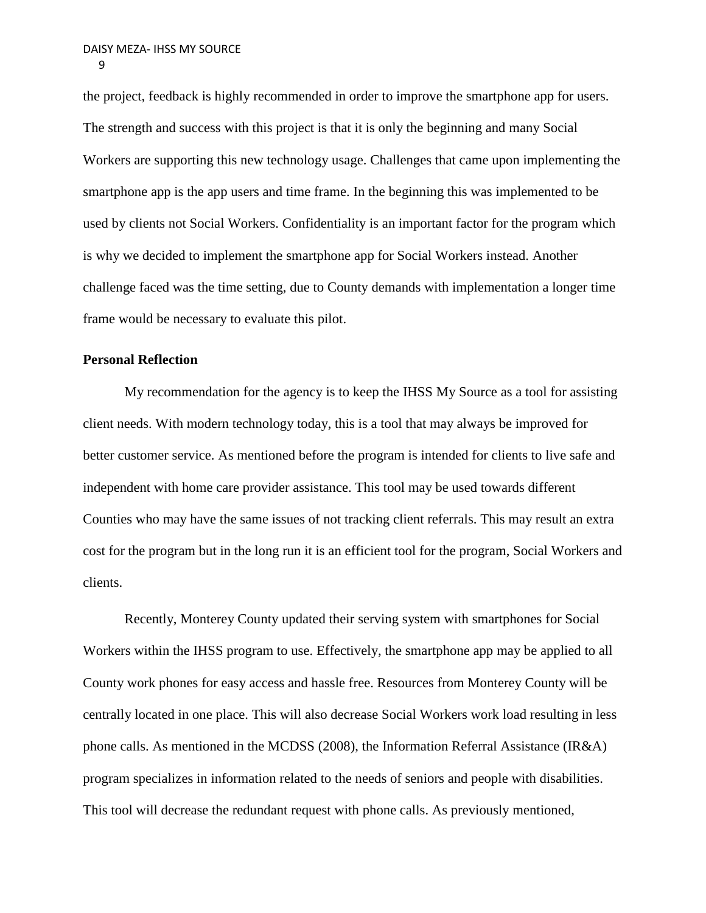the project, feedback is highly recommended in order to improve the smartphone app for users. The strength and success with this project is that it is only the beginning and many Social Workers are supporting this new technology usage. Challenges that came upon implementing the smartphone app is the app users and time frame. In the beginning this was implemented to be used by clients not Social Workers. Confidentiality is an important factor for the program which is why we decided to implement the smartphone app for Social Workers instead. Another challenge faced was the time setting, due to County demands with implementation a longer time frame would be necessary to evaluate this pilot.

## Personal Reflection

My recommendation for the agency is to keep the IHSS My Source as a tool for assisting client needs. With modern technology today, this is a tool that may always be improved for better customer service. As mentioned before the program is intended for clients to live safe and independent with home care provider assistance. This tool may be used towards different Counties who may have the same issues of not tracking client referrals. This may result an extra cost for the program but in the long run it is an efficient tool for the program, Social Workers and clients.

Recently, Monterey County updated their serving system with smartphones for Social Workers within the IHSS program to use. Effectively, the smartphone app may be applied to all County work phones for easy access and hassle free. Resources from Monterey County will be centrally located in one place. This will also decrease Social Workers work load resulting in less phone calls. As mentioned in the MCDSS (2008), the Information Referral Assistance (IR&A) program specializes in information related to the needs of seniors and people with disabilities. This tool will decrease the redundant request with phone calls. As previously mentioned,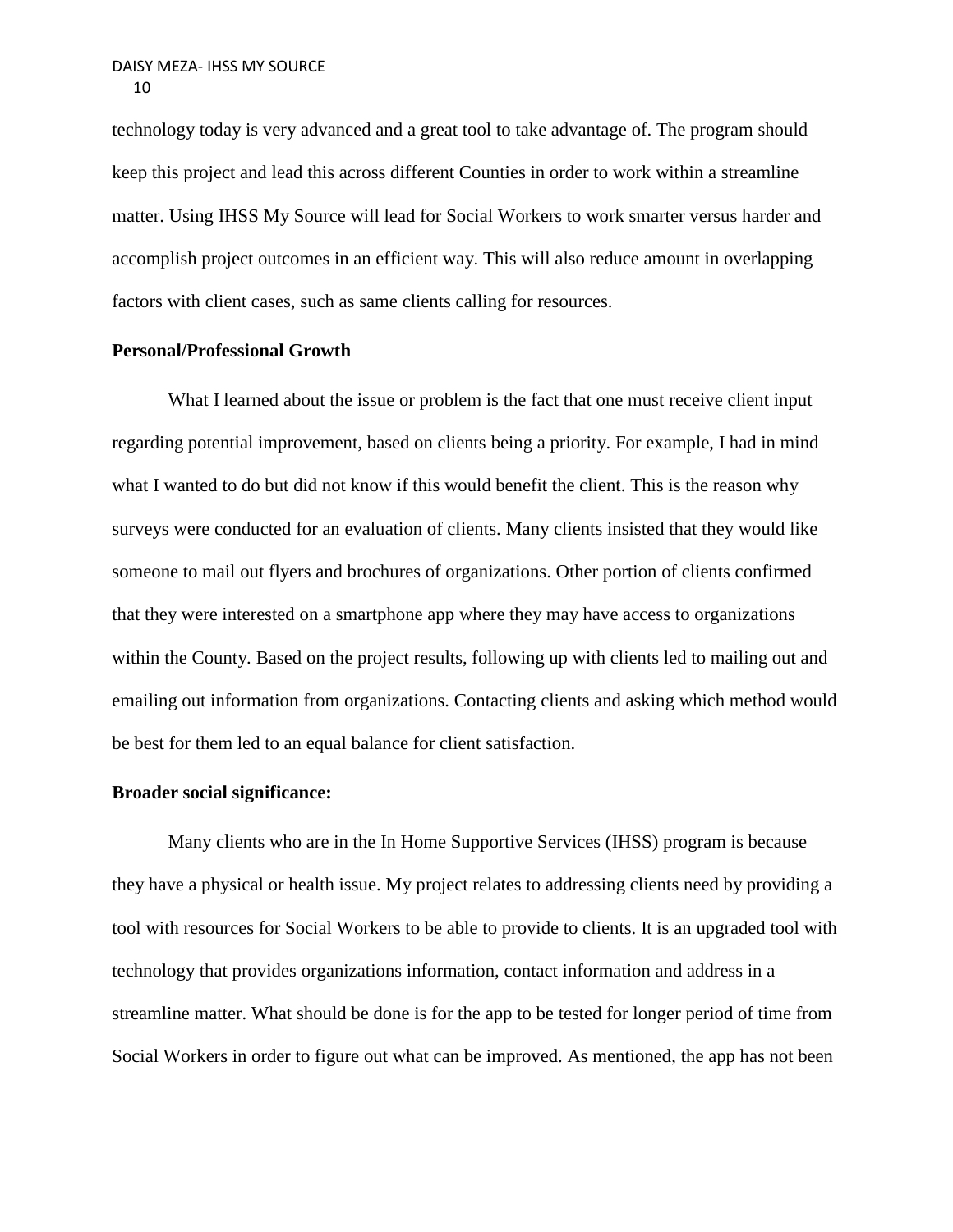technology today is very advanced and a great tool to take advantage of. The program should keep this project and lead this across different Counties in order to work within a streamline matter. Using IHSS My Source will lead for Social Workers to work smarter versus harder and accomplish project outcomes in an efficient way. This will also reduce amount in overlapping factors with client cases, such as same clients calling for resources.

**Personal/Professional Growth**

What I learned about the issue or problem is the fact that one must receive client input regarding potential improvement, based on clients being a priority. For example, I had in mind what I wanted to do but did not know if this would benefit the client. This is the reason why surveys were conducted for an evaluation of clients. Many clients insisted that they would like someone to mail out flyers and brochures of organizations. Other portion of clients confirmed that they were interested on a smartphone app where they may have access to organizations within the County. Based on the project results, following up with clients led to mailing out and emailing out information from organizations. Contacting clients and asking which method would be best for them led to an equal balance for client satisfaction.

**Broader social significance:**

Many clients who are in the In Home Supportive Services (IHSS) program is because they have a physical or health issue. My project relates to addressing clients need by providing a tool with resources for Social Workers to be able to provide to clients. It is an upgraded tool with technology that provides organizations information, contact information and address in a streamline matter. What should be done is for the app to be tested for longer period of time from Social Workers in order to figure out what can be improved. As mentioned, the app has not been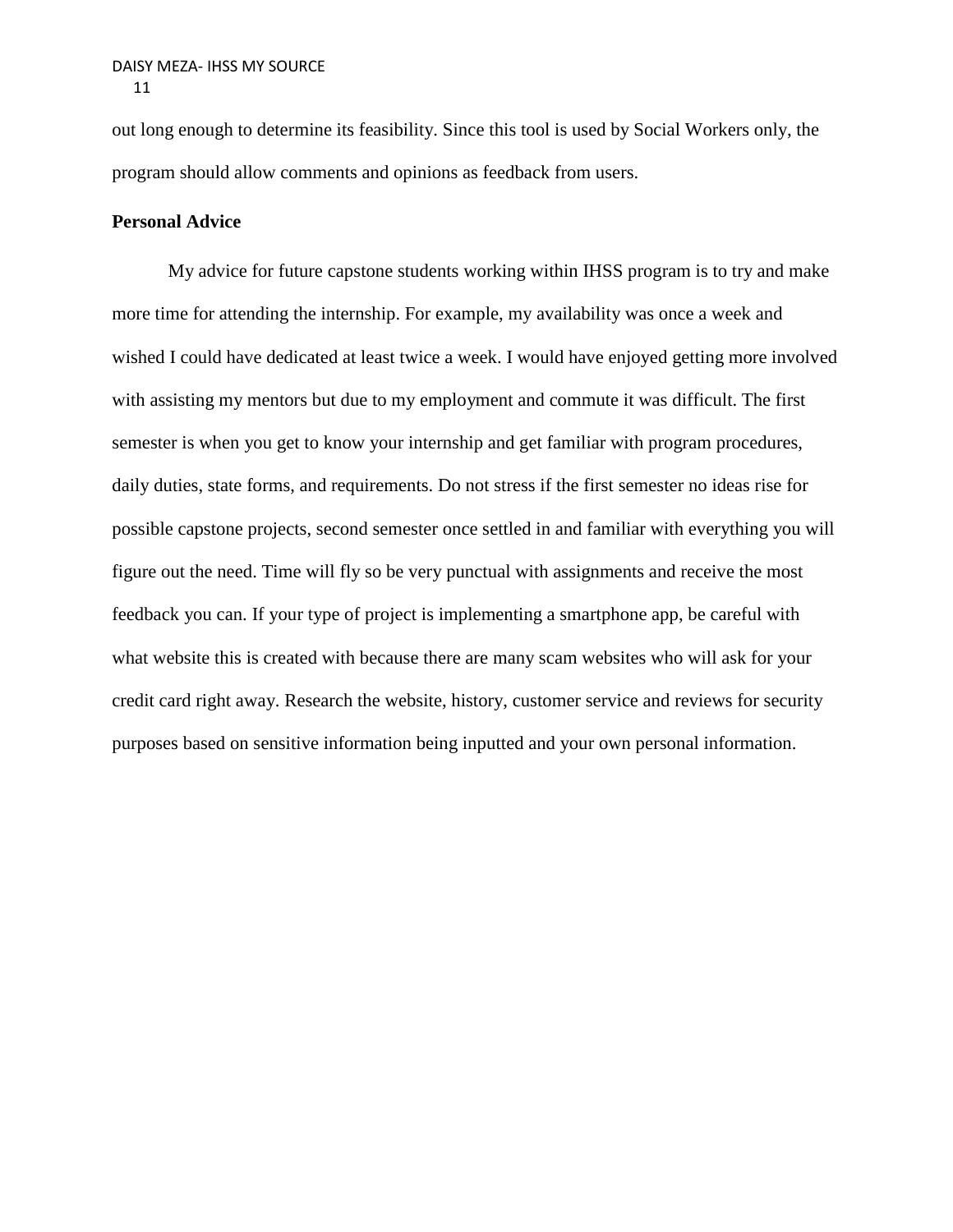out long enough to determine its feasibility. Since this tool is used by Social Workers only, the program should allow comments and opinions as feedback from users.

**Personal Advice**

My advice for future capstone students working within IHSS program is to try and make more time for attending the internship. For example, my availability was once a week and wished I could have dedicated at least twice a week. I would have enjoyed getting more involved with assisting my mentors but due to my employment and commute it was difficult. The first semester is when you get to know your internship and get familiar with program procedures, daily duties, state forms, and requirements. Do not stress if the first semester no ideas rise for possible capstone projects, second semester once settled in and familiar with everything you will figure out the need. Time will fly so be very punctual with assignments and receive the most feedback you can. If your type of project is implementing a smartphone app, be careful with what website this is created with because there are many scam websites who will ask for your credit card right away. Research the website, history, customer service and reviews for security purposes based on sensitive information being inputted and your own personal information.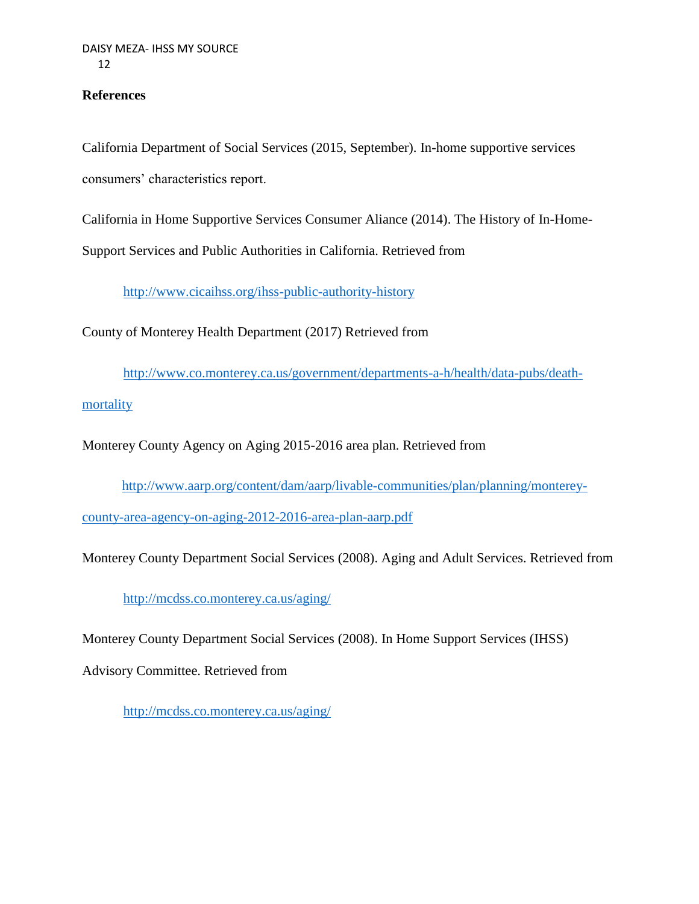**References**

California Department of Social Services (2015, September). In-home supportive services consumers' characteristics report.

California in Home Supportive Services Consumer Aliance (2014). The History of In-Home-Support Services and Public Authorities in California. Retrieved from

http://www.cicaihss.org/ihss-public-authority-history

County of Monterey Health Department (2017) Retrieved from

http://www.co.monterey.ca.us/government/departments-a-h/health/data-pubs/death-mortality

Monterey County Agency on Aging 2015-2016 area plan. Retrieved from

http://www.aarp.org/content/dam/aarp/livable-communities/plan/planning/monterey-county-area-agency-on-aging-2012-2016-area-plan-aarp.pdf

Monterey County Department Social Services (2008). Aging and Adult Services. Retrieved from

http://mcdss.co.monterey.ca.us/aging/

Monterey County Department Social Services (2008). In Home Support Services (IHSS) Advisory Committee. Retrieved from

http://mcdss.co.monterey.ca.us/aging/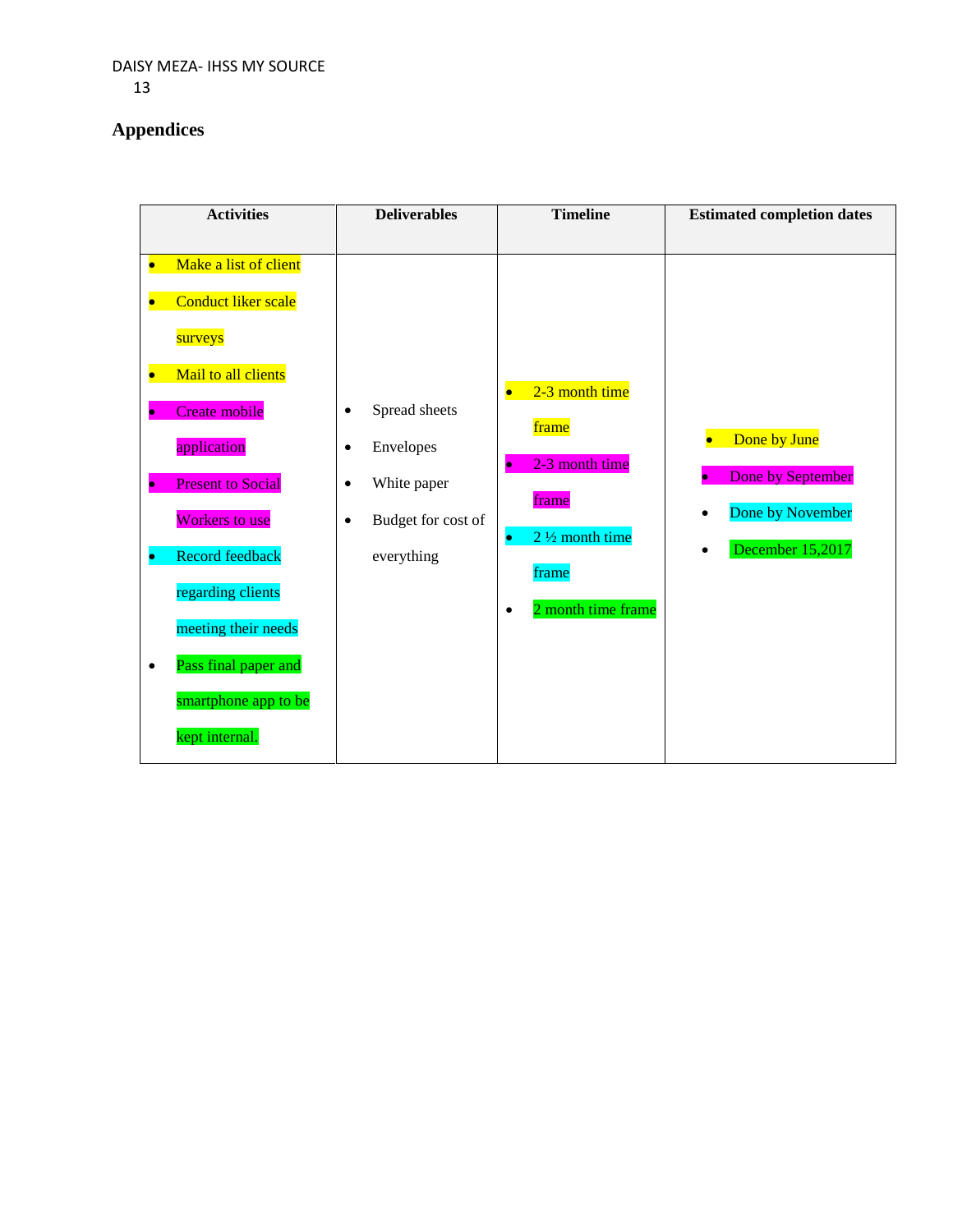## Appendices

| Activities | Deliverables | Timeline | Estimated completion dates |
|---|---|---|---|
| • Make a list of client<br>• Conduct liker scale surveys<br>• Mail to all clients<br>• Create mobile application<br>• Present to Social Workers to use<br>• Record feedback regarding clients meeting their needs<br>• Pass final paper and smartphone app to be kept internal. | • Spread sheets<br>• Envelopes<br>• White paper<br>• Budget for cost of everything | • 2-3 month time frame<br>• 2-3 month time frame<br>• 2 ½ month time frame<br>• 2 month time frame | • Done by June<br>• Done by September<br>• Done by November<br>• December 15,2017 |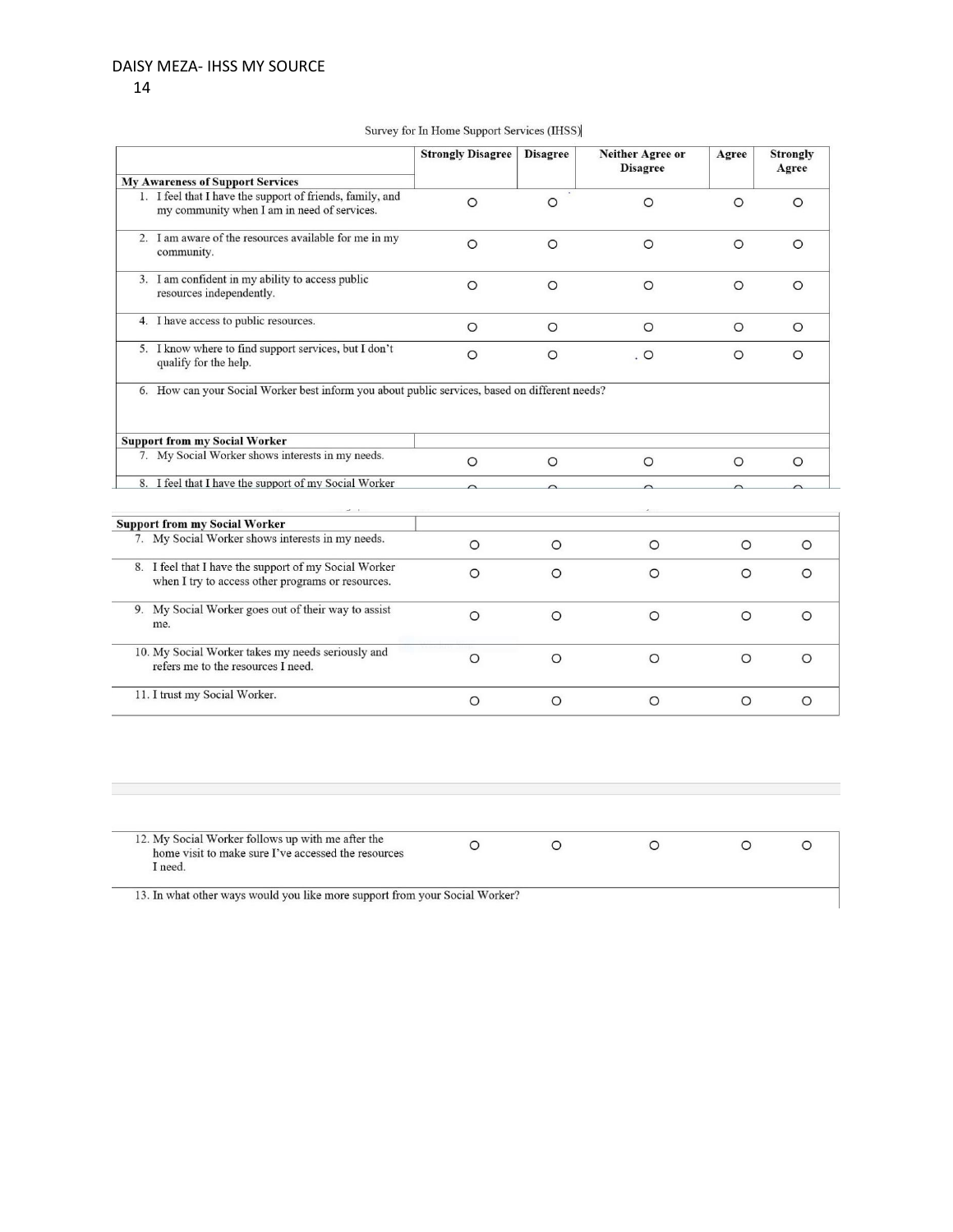Survey for In Home Support Services (IHSS)

| | Strongly Disagree | Disagree | Neither Agree or Disagree | Agree | Strongly Agree |
|---|---|---|---|---|---|
| **My Awareness of Support Services** | | | | | |
| 1. I feel that I have the support of friends, family, and my community when I am in need of services. | ○ | ○ | ○ | ○ | ○ |
| 2. I am aware of the resources available for me in my community. | ○ | ○ | ○ | ○ | ○ |
| 3. I am confident in my ability to access public resources independently. | ○ | ○ | ○ | ○ | ○ |
| 4. I have access to public resources. | ○ | ○ | ○ | ○ | ○ |
| 5. I know where to find support services, but I don't qualify for the help. | ○ | ○ | ○ | ○ | ○ |
| 6. How can your Social Worker best inform you about public services, based on different needs? | | | | | |
| **Support from my Social Worker** | | | | | |
| 7. My Social Worker shows interests in my needs. | ○ | ○ | ○ | ○ | ○ |
| 8. I feel that I have the support of my Social Worker when I try to access other programs or resources. | ○ | ○ | ○ | ○ | ○ |
| 9. My Social Worker goes out of their way to assist me. | ○ | ○ | ○ | ○ | ○ |
| 10. My Social Worker takes my needs seriously and refers me to the resources I need. | ○ | ○ | ○ | ○ | ○ |
| 11. I trust my Social Worker. | ○ | ○ | ○ | ○ | ○ |
| 12. My Social Worker follows up with me after the home visit to make sure I've accessed the resources I need. | ○ | ○ | ○ | ○ | ○ |
| 13. In what other ways would you like more support from your Social Worker? | | | | | |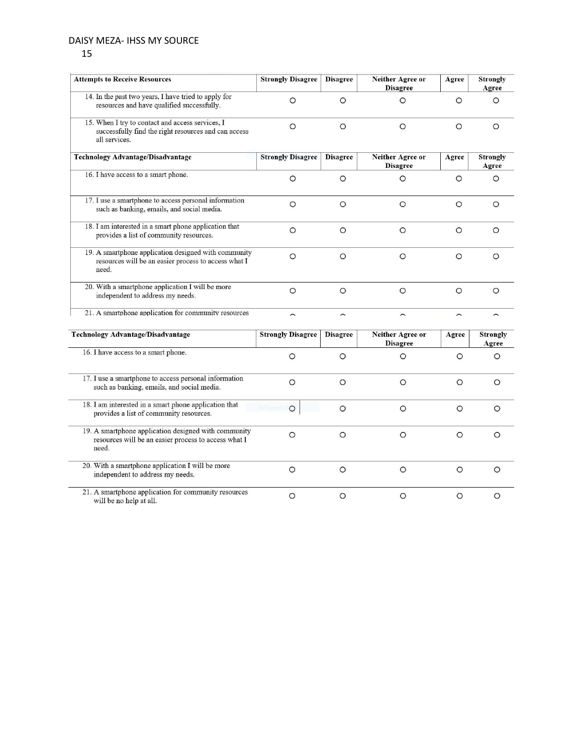| Attempts to Receive Resources | Strongly Disagree | Disagree | Neither Agree or Disagree | Agree | Strongly Agree |
|---|---|---|---|---|---|
| 14. In the past two years, I have tried to apply for resources and have qualified successfully. | ○ | ○ | ○ | ○ | ○ |
| 15. When I try to contact and access services, I successfully find the right resources and can access all services. | ○ | ○ | ○ | ○ | ○ |

| Technology Advantage/Disadvantage | Strongly Disagree | Disagree | Neither Agree or Disagree | Agree | Strongly Agree |
|---|---|---|---|---|---|
| 16. I have access to a smart phone. | ○ | ○ | ○ | ○ | ○ |
| 17. I use a smartphone to access personal information such as banking, emails, and social media. | ○ | ○ | ○ | ○ | ○ |
| 18. I am interested in a smart phone application that provides a list of community resources. | ○ | ○ | ○ | ○ | ○ |
| 19. A smartphone application designed with community resources will be an easier process to access what I need. | ○ | ○ | ○ | ○ | ○ |
| 20. With a smartphone application I will be more independent to address my needs. | ○ | ○ | ○ | ○ | ○ |
| 21. A smartphone application for community resources | | | | | |

| Technology Advantage/Disadvantage | Strongly Disagree | Disagree | Neither Agree or Disagree | Agree | Strongly Agree |
|---|---|---|---|---|---|
| 16. I have access to a smart phone. | ○ | ○ | ○ | ○ | ○ |
| 17. I use a smartphone to access personal information such as banking, emails, and social media. | ○ | ○ | ○ | ○ | ○ |
| 18. I am interested in a smart phone application that provides a list of community resources. | ○ | ○ | ○ | ○ | ○ |
| 19. A smartphone application designed with community resources will be an easier process to access what I need. | ○ | ○ | ○ | ○ | ○ |
| 20. With a smartphone application I will be more independent to address my needs. | ○ | ○ | ○ | ○ | ○ |
| 21. A smartphone application for community resources will be no help at all. | ○ | ○ | ○ | ○ | ○ |